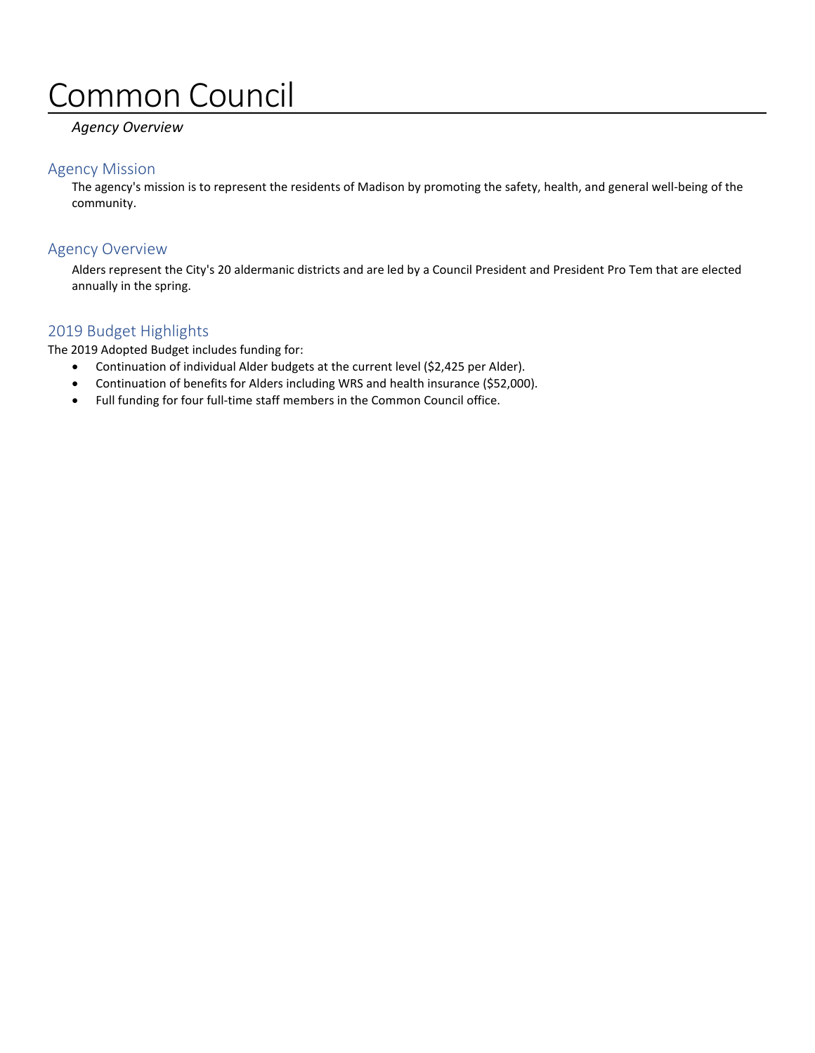# Common Council

*Agency Overview*

## Agency Mission

The agency's mission is to represent the residents of Madison by promoting the safety, health, and general well-being of the community.

## Agency Overview

Alders represent the City's 20 aldermanic districts and are led by a Council President and President Pro Tem that are elected annually in the spring.

## 2019 Budget Highlights

The 2019 Adopted Budget includes funding for:

- Continuation of individual Alder budgets at the current level ($2,425 per Alder).
- Continuation of benefits for Alders including WRS and health insurance ($52,000).
- Full funding for four full-time staff members in the Common Council office.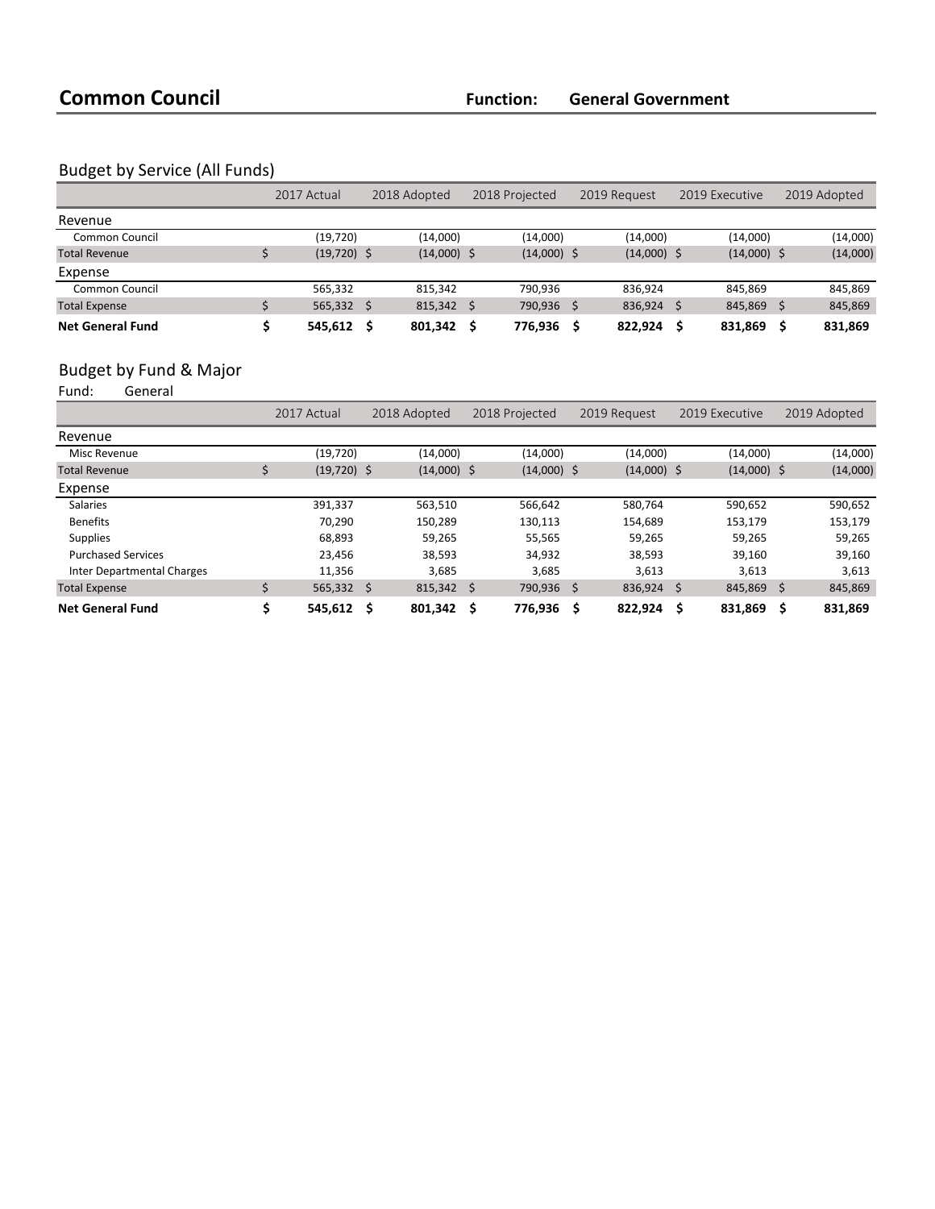# Common Council

**Function:** **General Government**

## Budget by Service (All Funds)

| | 2017 Actual | 2018 Adopted | 2018 Projected | 2019 Request | 2019 Executive | 2019 Adopted |
|---|---|---|---|---|---|---|
| **Revenue** | | | | | | |
| Common Council | (19,720) | (14,000) | (14,000) | (14,000) | (14,000) | (14,000) |
| Total Revenue | $ (19,720) | $ (14,000) | $ (14,000) | $ (14,000) | $ (14,000) | $ (14,000) |
| **Expense** | | | | | | |
| Common Council | 565,332 | 815,342 | 790,936 | 836,924 | 845,869 | 845,869 |
| Total Expense | $ 565,332 | $ 815,342 | $ 790,936 | $ 836,924 | $ 845,869 | $ 845,869 |
| **Net General Fund** | **$ 545,612** | **$ 801,342** | **$ 776,936** | **$ 822,924** | **$ 831,869** | **$ 831,869** |

## Budget by Fund & Major

Fund: General

| | 2017 Actual | 2018 Adopted | 2018 Projected | 2019 Request | 2019 Executive | 2019 Adopted |
|---|---|---|---|---|---|---|
| **Revenue** | | | | | | |
| Misc Revenue | (19,720) | (14,000) | (14,000) | (14,000) | (14,000) | (14,000) |
| Total Revenue | $ (19,720) | $ (14,000) | $ (14,000) | $ (14,000) | $ (14,000) | $ (14,000) |
| **Expense** | | | | | | |
| Salaries | 391,337 | 563,510 | 566,642 | 580,764 | 590,652 | 590,652 |
| Benefits | 70,290 | 150,289 | 130,113 | 154,689 | 153,179 | 153,179 |
| Supplies | 68,893 | 59,265 | 55,565 | 59,265 | 59,265 | 59,265 |
| Purchased Services | 23,456 | 38,593 | 34,932 | 38,593 | 39,160 | 39,160 |
| Inter Departmental Charges | 11,356 | 3,685 | 3,685 | 3,613 | 3,613 | 3,613 |
| Total Expense | $ 565,332 | $ 815,342 | $ 790,936 | $ 836,924 | $ 845,869 | $ 845,869 |
| **Net General Fund** | **$ 545,612** | **$ 801,342** | **$ 776,936** | **$ 822,924** | **$ 831,869** | **$ 831,869** |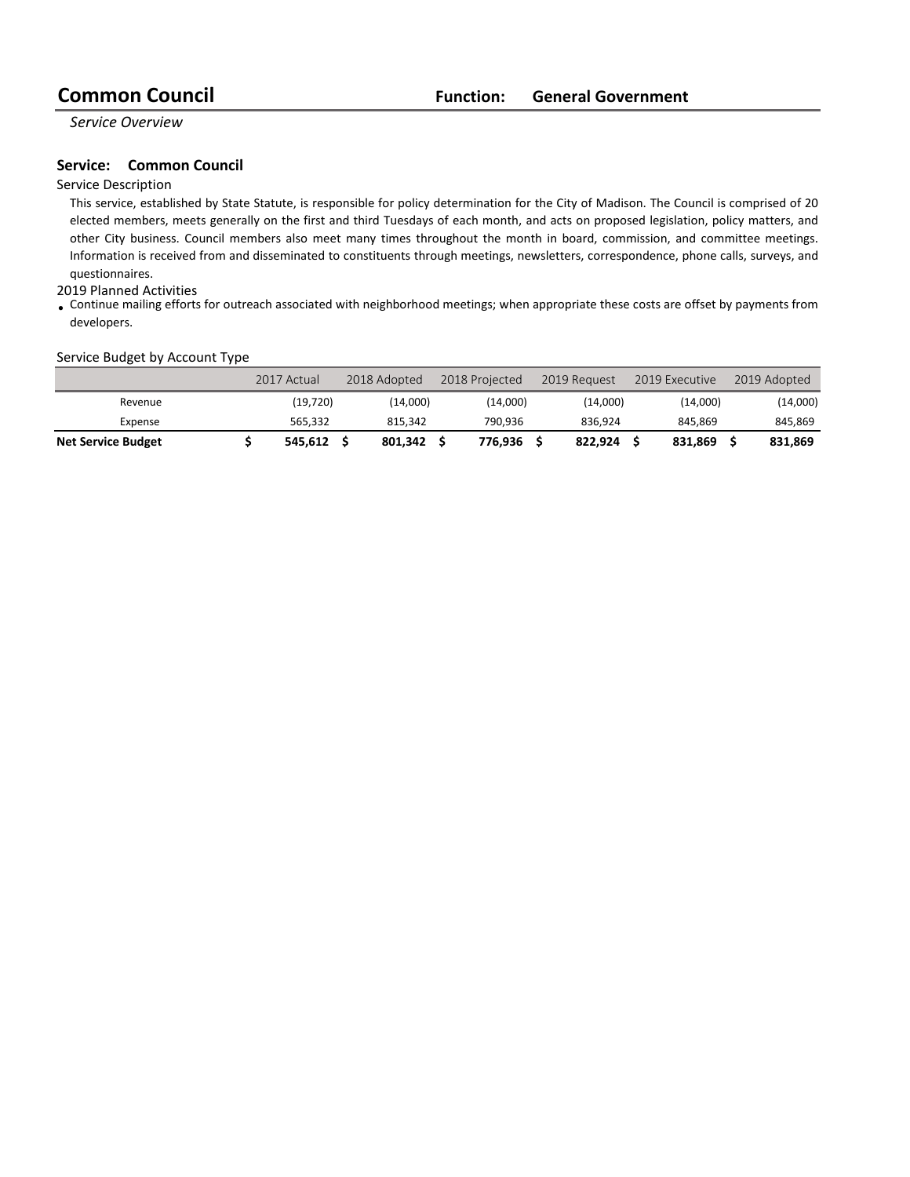# Common Council

**Function: General Government**

*Service Overview*

## Service: Common Council

Service Description

This service, established by State Statute, is responsible for policy determination for the City of Madison. The Council is comprised of 20 elected members, meets generally on the first and third Tuesdays of each month, and acts on proposed legislation, policy matters, and other City business. Council members also meet many times throughout the month in board, commission, and committee meetings. Information is received from and disseminated to constituents through meetings, newsletters, correspondence, phone calls, surveys, and questionnaires.

2019 Planned Activities

- Continue mailing efforts for outreach associated with neighborhood meetings; when appropriate these costs are offset by payments from developers.

Service Budget by Account Type

| | 2017 Actual | 2018 Adopted | 2018 Projected | 2019 Request | 2019 Executive | 2019 Adopted |
|---|---|---|---|---|---|---|
| Revenue | (19,720) | (14,000) | (14,000) | (14,000) | (14,000) | (14,000) |
| Expense | 565,332 | 815,342 | 790,936 | 836,924 | 845,869 | 845,869 |
| **Net Service Budget** | **$ 545,612** | **$ 801,342** | **$ 776,936** | **$ 822,924** | **$ 831,869** | **$ 831,869** |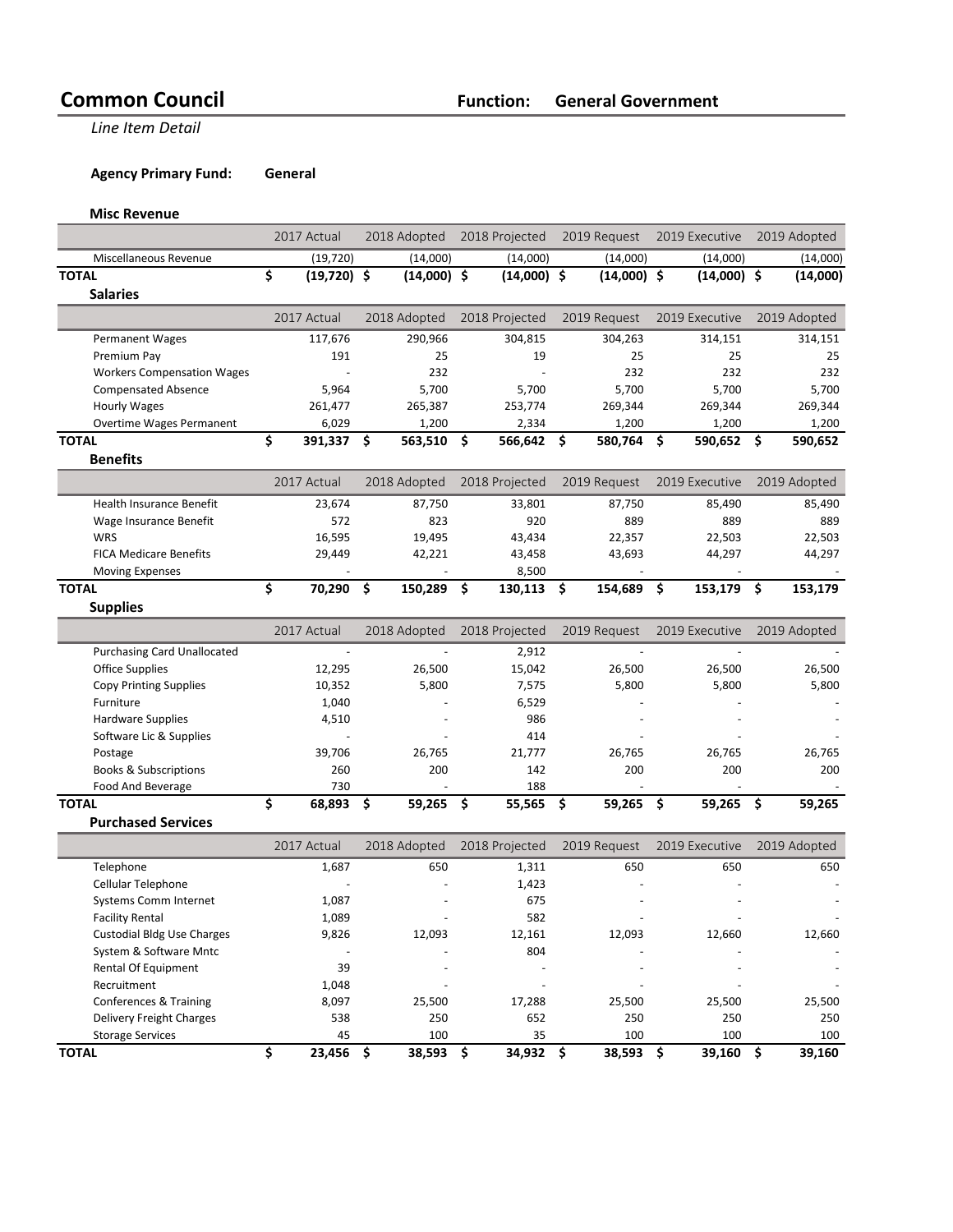# Common Council

**Function: General Government**

*Line Item Detail*

**Agency Primary Fund: General**

### Misc Revenue

| | 2017 Actual | 2018 Adopted | 2018 Projected | 2019 Request | 2019 Executive | 2019 Adopted |
|---|---|---|---|---|---|---|
| Miscellaneous Revenue | (19,720) | (14,000) | (14,000) | (14,000) | (14,000) | (14,000) |
| **TOTAL** | **$ (19,720)** | **$ (14,000)** | **$ (14,000)** | **$ (14,000)** | **$ (14,000)** | **$ (14,000)** |

### Salaries

| | 2017 Actual | 2018 Adopted | 2018 Projected | 2019 Request | 2019 Executive | 2019 Adopted |
|---|---|---|---|---|---|---|
| Permanent Wages | 117,676 | 290,966 | 304,815 | 304,263 | 314,151 | 314,151 |
| Premium Pay | 191 | 25 | 19 | 25 | 25 | 25 |
| Workers Compensation Wages | - | 232 | - | 232 | 232 | 232 |
| Compensated Absence | 5,964 | 5,700 | 5,700 | 5,700 | 5,700 | 5,700 |
| Hourly Wages | 261,477 | 265,387 | 253,774 | 269,344 | 269,344 | 269,344 |
| Overtime Wages Permanent | 6,029 | 1,200 | 2,334 | 1,200 | 1,200 | 1,200 |
| **TOTAL** | **$ 391,337** | **$ 563,510** | **$ 566,642** | **$ 580,764** | **$ 590,652** | **$ 590,652** |

### Benefits

| | 2017 Actual | 2018 Adopted | 2018 Projected | 2019 Request | 2019 Executive | 2019 Adopted |
|---|---|---|---|---|---|---|
| Health Insurance Benefit | 23,674 | 87,750 | 33,801 | 87,750 | 85,490 | 85,490 |
| Wage Insurance Benefit | 572 | 823 | 920 | 889 | 889 | 889 |
| WRS | 16,595 | 19,495 | 43,434 | 22,357 | 22,503 | 22,503 |
| FICA Medicare Benefits | 29,449 | 42,221 | 43,458 | 43,693 | 44,297 | 44,297 |
| Moving Expenses | - | - | 8,500 | - | - | - |
| **TOTAL** | **$ 70,290** | **$ 150,289** | **$ 130,113** | **$ 154,689** | **$ 153,179** | **$ 153,179** |

### Supplies

| | 2017 Actual | 2018 Adopted | 2018 Projected | 2019 Request | 2019 Executive | 2019 Adopted |
|---|---|---|---|---|---|---|
| Purchasing Card Unallocated | - | - | 2,912 | - | - | - |
| Office Supplies | 12,295 | 26,500 | 15,042 | 26,500 | 26,500 | 26,500 |
| Copy Printing Supplies | 10,352 | 5,800 | 7,575 | 5,800 | 5,800 | 5,800 |
| Furniture | 1,040 | - | 6,529 | - | - | - |
| Hardware Supplies | 4,510 | - | 986 | - | - | - |
| Software Lic & Supplies | - | - | 414 | - | - | - |
| Postage | 39,706 | 26,765 | 21,777 | 26,765 | 26,765 | 26,765 |
| Books & Subscriptions | 260 | 200 | 142 | 200 | 200 | 200 |
| Food And Beverage | 730 | - | 188 | - | - | - |
| **TOTAL** | **$ 68,893** | **$ 59,265** | **$ 55,565** | **$ 59,265** | **$ 59,265** | **$ 59,265** |

### Purchased Services

| | 2017 Actual | 2018 Adopted | 2018 Projected | 2019 Request | 2019 Executive | 2019 Adopted |
|---|---|---|---|---|---|---|
| Telephone | 1,687 | 650 | 1,311 | 650 | 650 | 650 |
| Cellular Telephone | - | - | 1,423 | - | - | - |
| Systems Comm Internet | 1,087 | - | 675 | - | - | - |
| Facility Rental | 1,089 | - | 582 | - | - | - |
| Custodial Bldg Use Charges | 9,826 | 12,093 | 12,161 | 12,093 | 12,660 | 12,660 |
| System & Software Mntc | - | - | 804 | - | - | - |
| Rental Of Equipment | 39 | - | - | - | - | - |
| Recruitment | 1,048 | - | - | - | - | - |
| Conferences & Training | 8,097 | 25,500 | 17,288 | 25,500 | 25,500 | 25,500 |
| Delivery Freight Charges | 538 | 250 | 652 | 250 | 250 | 250 |
| Storage Services | 45 | 100 | 35 | 100 | 100 | 100 |
| **TOTAL** | **$ 23,456** | **$ 38,593** | **$ 34,932** | **$ 38,593** | **$ 39,160** | **$ 39,160** |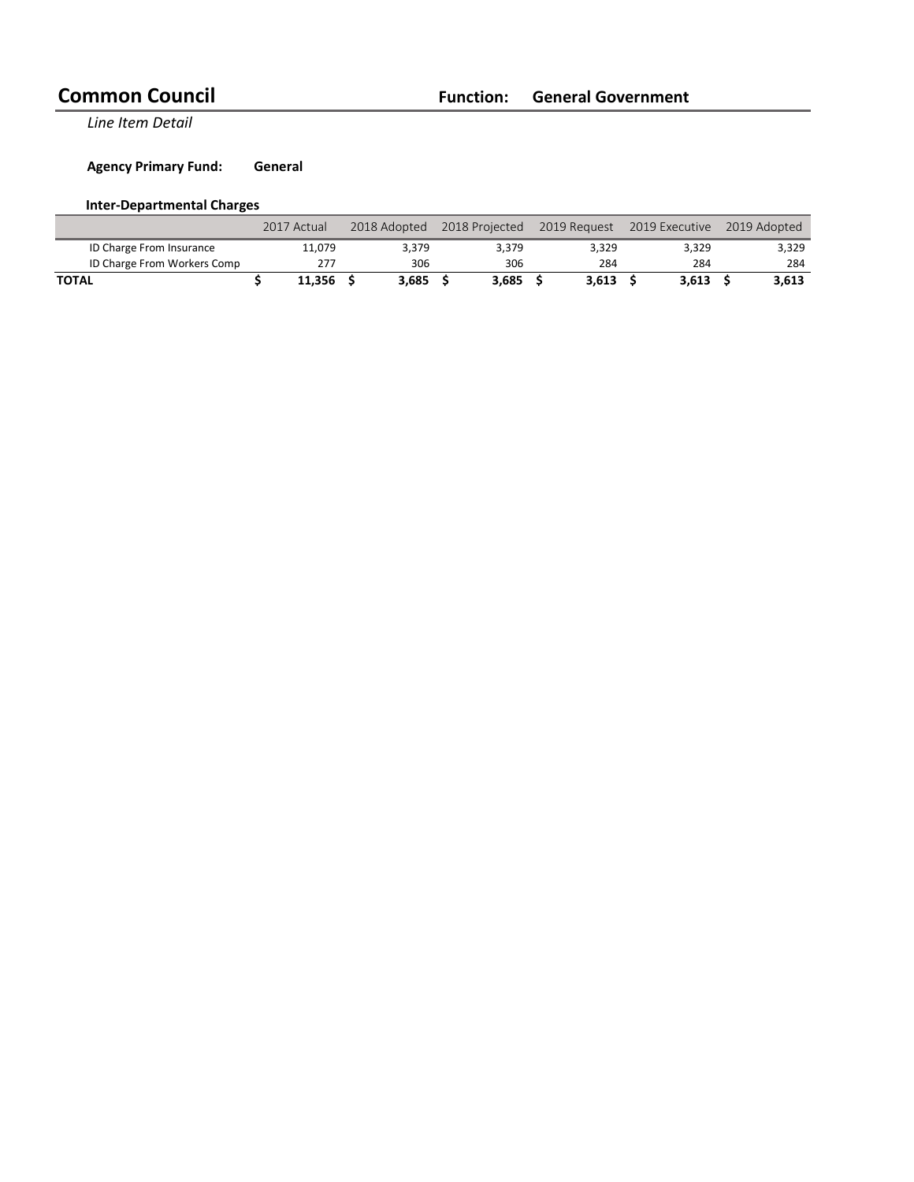# Common Council

**Function: General Government**

*Line Item Detail*

**Agency Primary Fund:** **General**

**Inter-Departmental Charges**

| | 2017 Actual | 2018 Adopted | 2018 Projected | 2019 Request | 2019 Executive | 2019 Adopted |
|---|---|---|---|---|---|---|
| ID Charge From Insurance | 11,079 | 3,379 | 3,379 | 3,329 | 3,329 | 3,329 |
| ID Charge From Workers Comp | 277 | 306 | 306 | 284 | 284 | 284 |
| **TOTAL** | **$ 11,356** | **$ 3,685** | **$ 3,685** | **$ 3,613** | **$ 3,613** | **$ 3,613** |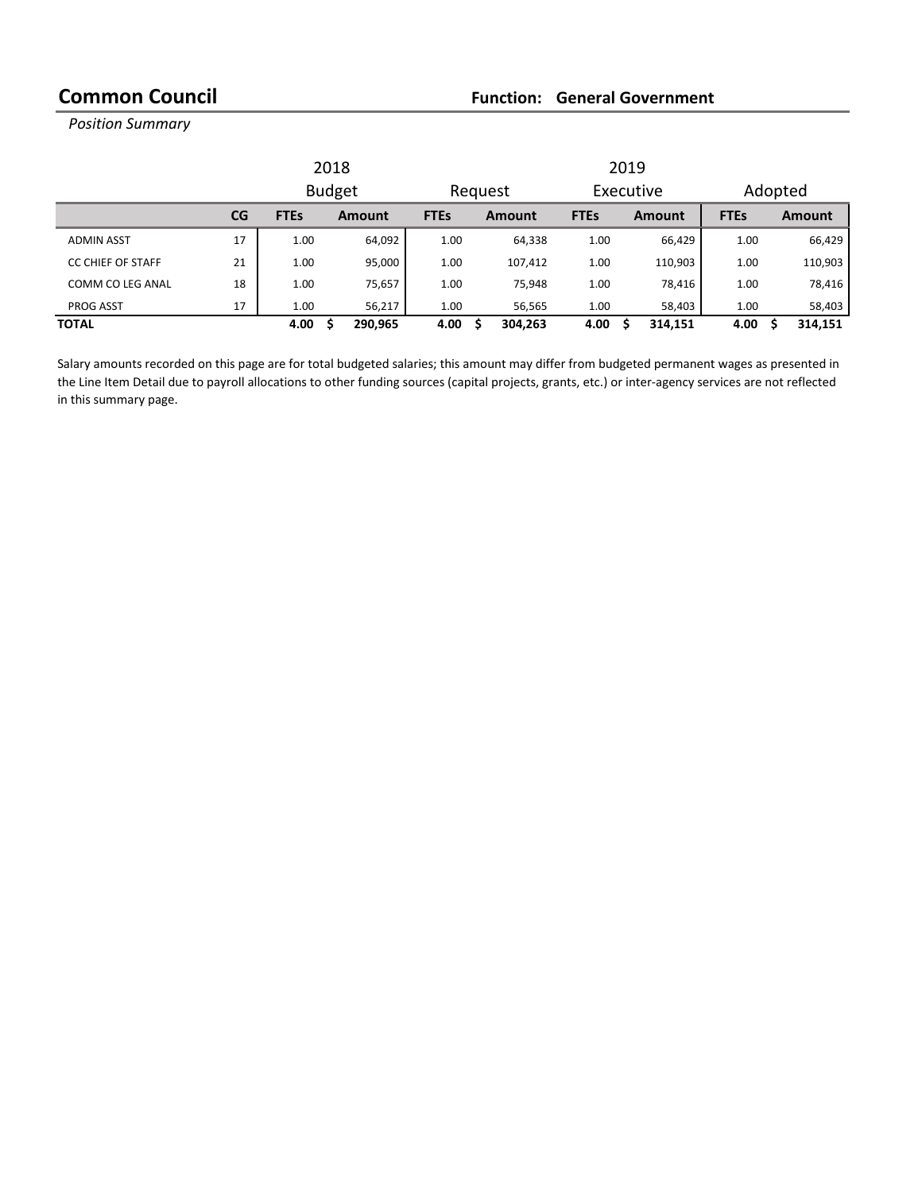## Common Council

**Function: General Government**

*Position Summary*

| | | 2018 | | 2019 | | | | | |
|---|---|---|---|---|---|---|---|---|---|
| | | Budget | | Request | | Executive | | Adopted | |
| | **CG** | **FTEs** | **Amount** | **FTEs** | **Amount** | **FTEs** | **Amount** | **FTEs** | **Amount** |
| ADMIN ASST | 17 | 1.00 | 64,092 | 1.00 | 64,338 | 1.00 | 66,429 | 1.00 | 66,429 |
| CC CHIEF OF STAFF | 21 | 1.00 | 95,000 | 1.00 | 107,412 | 1.00 | 110,903 | 1.00 | 110,903 |
| COMM CO LEG ANAL | 18 | 1.00 | 75,657 | 1.00 | 75,948 | 1.00 | 78,416 | 1.00 | 78,416 |
| PROG ASST | 17 | 1.00 | 56,217 | 1.00 | 56,565 | 1.00 | 58,403 | 1.00 | 58,403 |
| **TOTAL** | | **4.00** | **$ 290,965** | **4.00** | **$ 304,263** | **4.00** | **$ 314,151** | **4.00** | **$ 314,151** |

Salary amounts recorded on this page are for total budgeted salaries; this amount may differ from budgeted permanent wages as presented in the Line Item Detail due to payroll allocations to other funding sources (capital projects, grants, etc.) or inter-agency services are not reflected in this summary page.